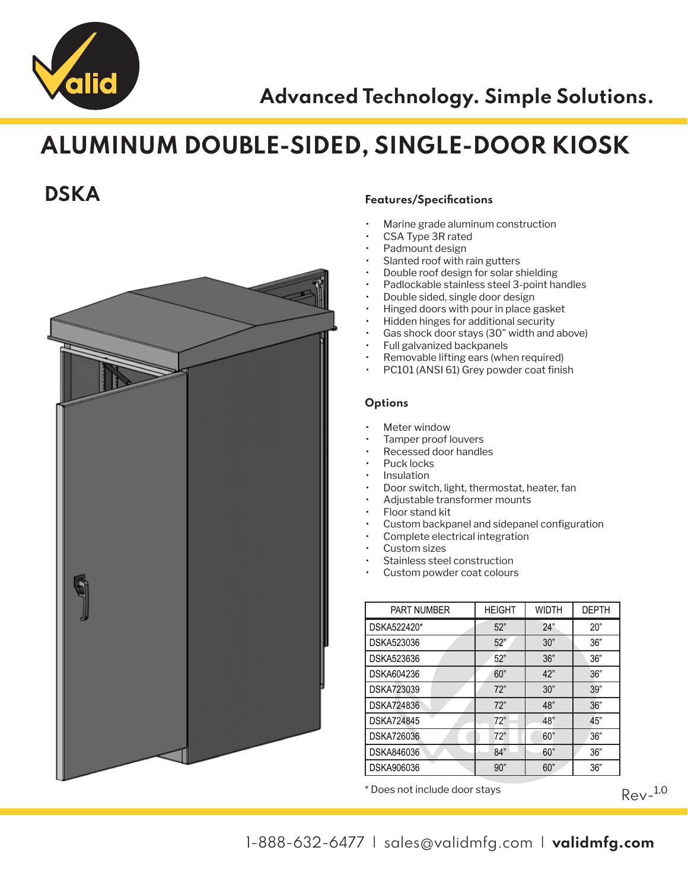Advanced Technology. Simple Solutions.

# ALUMINUM DOUBLE-SIDED, SINGLE-DOOR KIOSK

## DSKA

### Features/Specifications

- Marine grade aluminum construction
- CSA Type 3R rated
- Padmount design
- Slanted roof with rain gutters
- Double roof design for solar shielding
- Padlockable stainless steel 3-point handles
- Double sided, single door design
- Hinged doors with pour in place gasket
- Hidden hinges for additional security
- Gas shock door stays (30" width and above)
- Full galvanized backpanels
- Removable lifting ears (when required)
- PC101 (ANSI 61) Grey powder coat finish

### Options

- Meter window
- Tamper proof louvers
- Recessed door handles
- Puck locks
- Insulation
- Door switch, light, thermostat, heater, fan
- Adjustable transformer mounts
- Floor stand kit
- Custom backpanel and sidepanel configuration
- Complete electrical integration
- Custom sizes
- Stainless steel construction
- Custom powder coat colours

| PART NUMBER | HEIGHT | WIDTH | DEPTH |
|---|---|---|---|
| DSKA522420* | 52" | 24" | 20" |
| DSKA523036 | 52" | 30" | 36" |
| DSKA523636 | 52" | 36" | 36" |
| DSKA604236 | 60" | 42" | 36" |
| DSKA723039 | 72" | 30" | 39" |
| DSKA724836 | 72" | 48" | 36" |
| DSKA724845 | 72" | 48" | 45" |
| DSKA726036 | 72" | 60" | 36" |
| DSKA846036 | 84" | 60" | 36" |
| DSKA906036 | 90" | 60" | 36" |

* Does not include door stays

Rev-1.0

1-888-632-6477 | sales@validmfg.com | **validmfg.com**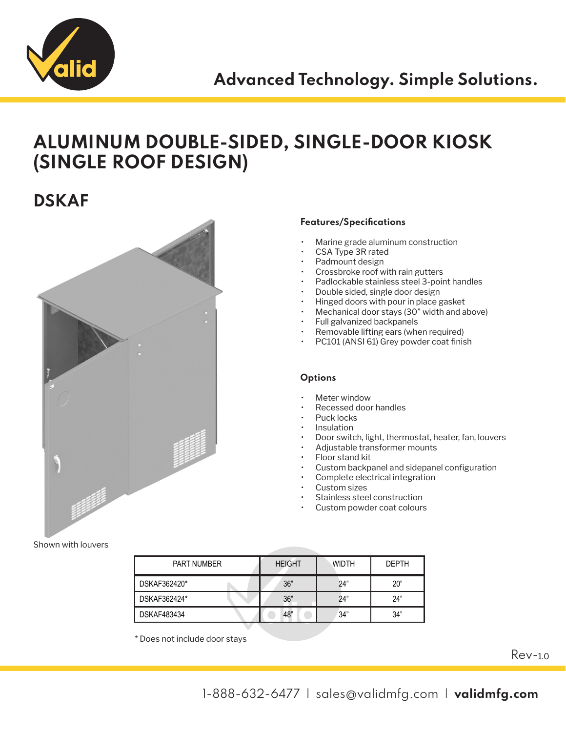Advanced Technology. Simple Solutions.

# ALUMINUM DOUBLE-SIDED, SINGLE-DOOR KIOSK (SINGLE ROOF DESIGN)

## DSKAF

Shown with louvers

### Features/Specifications

- Marine grade aluminum construction
- CSA Type 3R rated
- Padmount design
- Crossbroke roof with rain gutters
- Padlockable stainless steel 3-point handles
- Double sided, single door design
- Hinged doors with pour in place gasket
- Mechanical door stays (30" width and above)
- Full galvanized backpanels
- Removable lifting ears (when required)
- PC101 (ANSI 61) Grey powder coat finish

### Options

- Meter window
- Recessed door handles
- Puck locks
- Insulation
- Door switch, light, thermostat, heater, fan, louvers
- Adjustable transformer mounts
- Floor stand kit
- Custom backpanel and sidepanel configuration
- Complete electrical integration
- Custom sizes
- Stainless steel construction
- Custom powder coat colours

| PART NUMBER | HEIGHT | WIDTH | DEPTH |
| --- | --- | --- | --- |
| DSKAF362420* | 36" | 24" | 20" |
| DSKAF362424* | 36" | 24" | 24" |
| DSKAF483434 | 48" | 34" | 34" |

* Does not include door stays

Rev-1.0

1-888-632-6477 | sales@validmfg.com | **validmfg.com**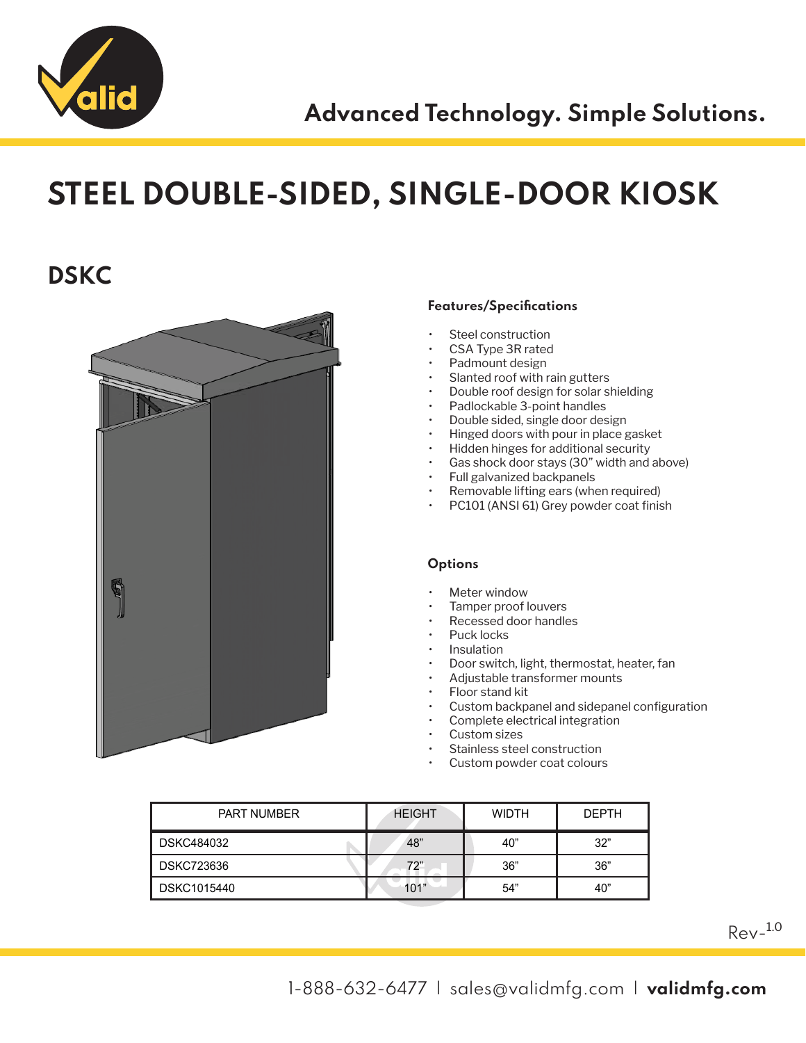Advanced Technology. Simple Solutions.

# STEEL DOUBLE-SIDED, SINGLE-DOOR KIOSK

## DSKC

### Features/Specifications

- Steel construction
- CSA Type 3R rated
- Padmount design
- Slanted roof with rain gutters
- Double roof design for solar shielding
- Padlockable 3-point handles
- Double sided, single door design
- Hinged doors with pour in place gasket
- Hidden hinges for additional security
- Gas shock door stays (30" width and above)
- Full galvanized backpanels
- Removable lifting ears (when required)
- PC101 (ANSI 61) Grey powder coat finish

### Options

- Meter window
- Tamper proof louvers
- Recessed door handles
- Puck locks
- Insulation
- Door switch, light, thermostat, heater, fan
- Adjustable transformer mounts
- Floor stand kit
- Custom backpanel and sidepanel configuration
- Complete electrical integration
- Custom sizes
- Stainless steel construction
- Custom powder coat colours

| PART NUMBER | HEIGHT | WIDTH | DEPTH |
|---|---|---|---|
| DSKC484032 | 48" | 40" | 32" |
| DSKC723636 | 72" | 36" | 36" |
| DSKC1015440 | 101" | 54" | 40" |

Rev-1.0

1-888-632-6477 | sales@validmfg.com | **validmfg.com**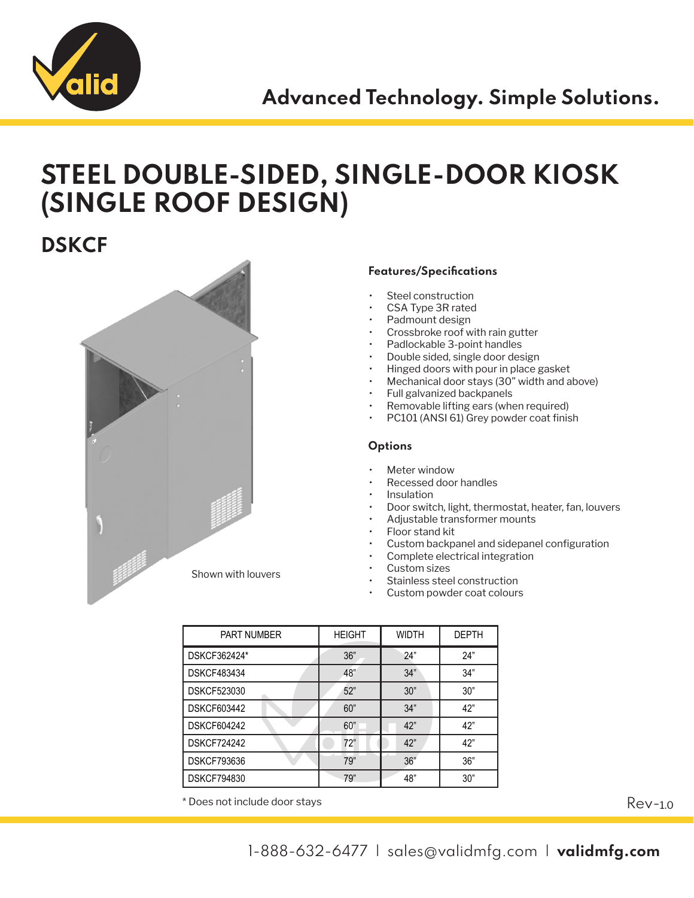Advanced Technology. Simple Solutions.

# STEEL DOUBLE-SIDED, SINGLE-DOOR KIOSK (SINGLE ROOF DESIGN)

## DSKCF

Shown with louvers

### Features/Specifications

- Steel construction
- CSA Type 3R rated
- Padmount design
- Crossbroke roof with rain gutter
- Padlockable 3-point handles
- Double sided, single door design
- Hinged doors with pour in place gasket
- Mechanical door stays (30" width and above)
- Full galvanized backpanels
- Removable lifting ears (when required)
- PC101 (ANSI 61) Grey powder coat finish

### Options

- Meter window
- Recessed door handles
- Insulation
- Door switch, light, thermostat, heater, fan, louvers
- Adjustable transformer mounts
- Floor stand kit
- Custom backpanel and sidepanel configuration
- Complete electrical integration
- Custom sizes
- Stainless steel construction
- Custom powder coat colours

| PART NUMBER | HEIGHT | WIDTH | DEPTH |
|---|---|---|---|
| DSKCF362424* | 36" | 24" | 24" |
| DSKCF483434 | 48" | 34" | 34" |
| DSKCF523030 | 52" | 30" | 30" |
| DSKCF603442 | 60" | 34" | 42" |
| DSKCF604242 | 60" | 42" | 42" |
| DSKCF724242 | 72" | 42" | 42" |
| DSKCF793636 | 79" | 36" | 36" |
| DSKCF794830 | 79" | 48" | 30" |

* Does not include door stays

Rev-1.0

1-888-632-6477 | sales@validmfg.com | **validmfg.com**